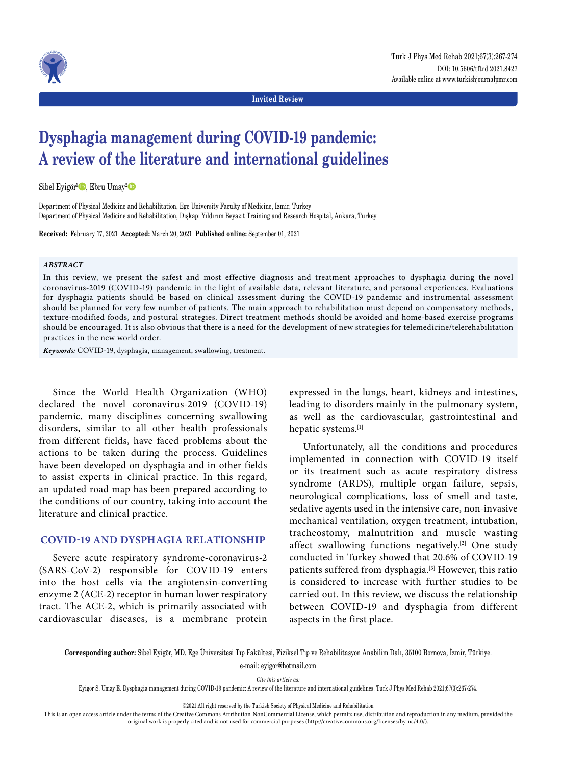Invited Review

# Dysphagia management during COVID-19 pandemic: A review of the literature and international guidelines

Sibel Eyigör[1], Ebru Umay[2]

Department of Physical Medicine and Rehabilitation, Ege University Faculty of Medicine, Izmir, Turkey
Department of Physical Medicine and Rehabilitation, Dışkapı Yıldırım Beyazıt Training and Research Hospital, Ankara, Turkey

**Received:** February 17, 2021 **Accepted:** March 20, 2021 **Published online:** September 01, 2021

***ABSTRACT***

In this review, we present the safest and most effective diagnosis and treatment approaches to dysphagia during the novel coronavirus-2019 (COVID-19) pandemic in the light of available data, relevant literature, and personal experiences. Evaluations for dysphagia patients should be based on clinical assessment during the COVID-19 pandemic and instrumental assessment should be planned for very few number of patients. The main approach to rehabilitation must depend on compensatory methods, texture-modified foods, and postural strategies. Direct treatment methods should be avoided and home-based exercise programs should be encouraged. It is also obvious that there is a need for the development of new strategies for telemedicine/telerehabilitation practices in the new world order.

***Keywords:*** COVID-19, dysphagia, management, swallowing, treatment.

Since the World Health Organization (WHO) declared the novel coronavirus-2019 (COVID-19) pandemic, many disciplines concerning swallowing disorders, similar to all other health professionals from different fields, have faced problems about the actions to be taken during the process. Guidelines have been developed on dysphagia and in other fields to assist experts in clinical practice. In this regard, an updated road map has been prepared according to the conditions of our country, taking into account the literature and clinical practice.

## COVID-19 AND DYSPHAGIA RELATIONSHIP

Severe acute respiratory syndrome-coronavirus-2 (SARS-CoV-2) responsible for COVID-19 enters into the host cells via the angiotensin-converting enzyme 2 (ACE-2) receptor in human lower respiratory tract. The ACE-2, which is primarily associated with cardiovascular diseases, is a membrane protein expressed in the lungs, heart, kidneys and intestines, leading to disorders mainly in the pulmonary system, as well as the cardiovascular, gastrointestinal and hepatic systems.[1]

Unfortunately, all the conditions and procedures implemented in connection with COVID-19 itself or its treatment such as acute respiratory distress syndrome (ARDS), multiple organ failure, sepsis, neurological complications, loss of smell and taste, sedative agents used in the intensive care, non-invasive mechanical ventilation, oxygen treatment, intubation, tracheostomy, malnutrition and muscle wasting affect swallowing functions negatively.[2] One study conducted in Turkey showed that 20.6% of COVID-19 patients suffered from dysphagia.[3] However, this ratio is considered to increase with further studies to be carried out. In this review, we discuss the relationship between COVID-19 and dysphagia from different aspects in the first place.

**Corresponding author:** Sibel Eyigör, MD. Ege Üniversitesi Tıp Fakültesi, Fiziksel Tıp ve Rehabilitasyon Anabilim Dalı, 35100 Bornova, İzmir, Türkiye.
e-mail: eyigor@hotmail.com

*Cite this article as:*
Eyigör S, Umay E. Dysphagia management during COVID-19 pandemic: A review of the literature and international guidelines. Turk J Phys Med Rehab 2021;67(3):267-274.

©2021 All right reserved by the Turkish Society of Physical Medicine and Rehabilitation

This is an open access article under the terms of the Creative Commons Attribution-NonCommercial License, which permits use, distribution and reproduction in any medium, provided the original work is properly cited and is not used for commercial purposes (http://creativecommons.org/licenses/by-nc/4.0/).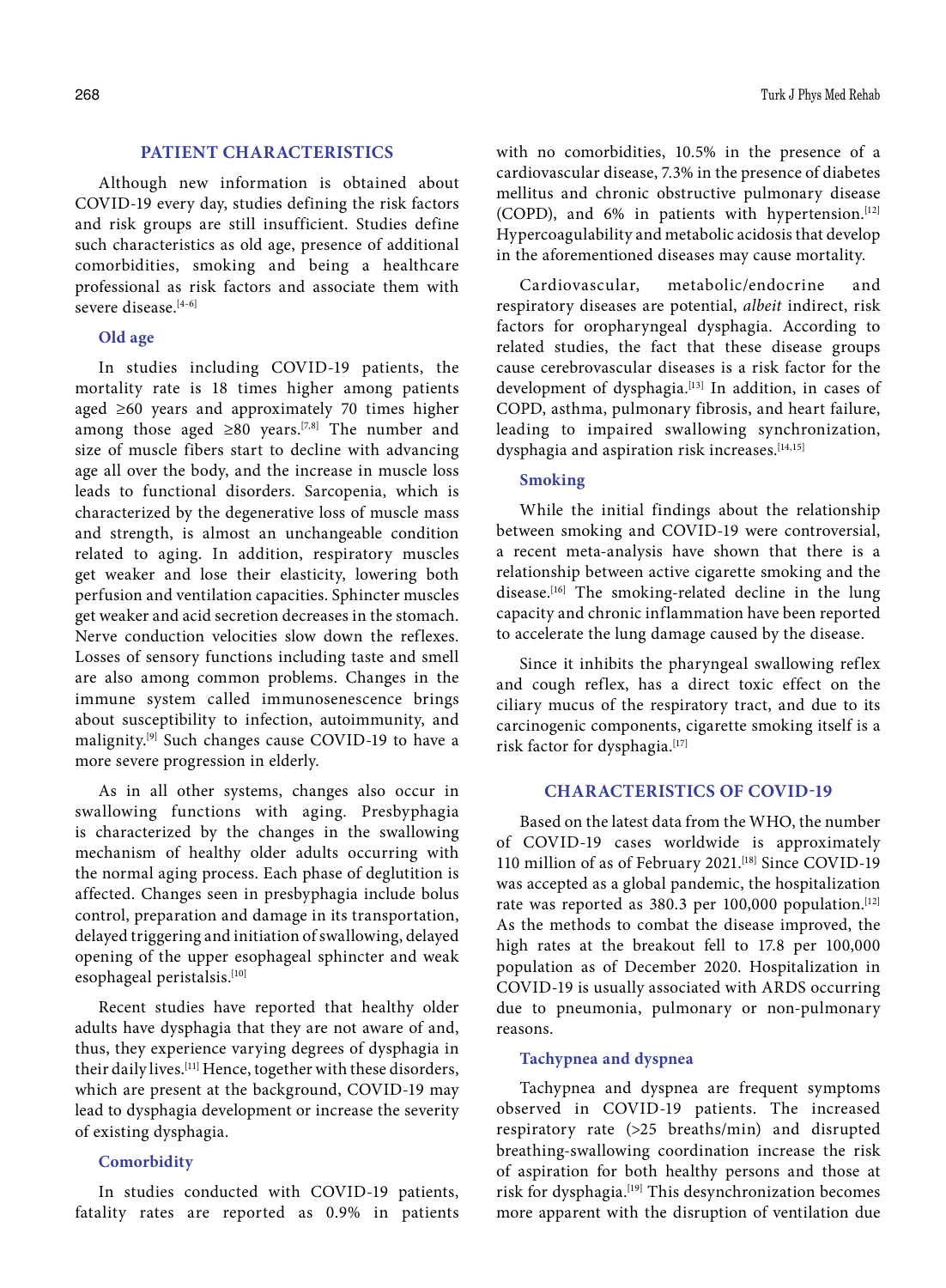## PATIENT CHARACTERISTICS

Although new information is obtained about COVID-19 every day, studies defining the risk factors and risk groups are still insufficient. Studies define such characteristics as old age, presence of additional comorbidities, smoking and being a healthcare professional as risk factors and associate them with severe disease.[4-6]

### Old age

In studies including COVID-19 patients, the mortality rate is 18 times higher among patients aged ≥60 years and approximately 70 times higher among those aged ≥80 years.[7,8] The number and size of muscle fibers start to decline with advancing age all over the body, and the increase in muscle loss leads to functional disorders. Sarcopenia, which is characterized by the degenerative loss of muscle mass and strength, is almost an unchangeable condition related to aging. In addition, respiratory muscles get weaker and lose their elasticity, lowering both perfusion and ventilation capacities. Sphincter muscles get weaker and acid secretion decreases in the stomach. Nerve conduction velocities slow down the reflexes. Losses of sensory functions including taste and smell are also among common problems. Changes in the immune system called immunosenescence brings about susceptibility to infection, autoimmunity, and malignity.[9] Such changes cause COVID-19 to have a more severe progression in elderly.

As in all other systems, changes also occur in swallowing functions with aging. Presbyphagia is characterized by the changes in the swallowing mechanism of healthy older adults occurring with the normal aging process. Each phase of deglutition is affected. Changes seen in presbyphagia include bolus control, preparation and damage in its transportation, delayed triggering and initiation of swallowing, delayed opening of the upper esophageal sphincter and weak esophageal peristalsis.[10]

Recent studies have reported that healthy older adults have dysphagia that they are not aware of and, thus, they experience varying degrees of dysphagia in their daily lives.[11] Hence, together with these disorders, which are present at the background, COVID-19 may lead to dysphagia development or increase the severity of existing dysphagia.

### Comorbidity

In studies conducted with COVID-19 patients, fatality rates are reported as 0.9% in patients with no comorbidities, 10.5% in the presence of a cardiovascular disease, 7.3% in the presence of diabetes mellitus and chronic obstructive pulmonary disease (COPD), and 6% in patients with hypertension.[12] Hypercoagulability and metabolic acidosis that develop in the aforementioned diseases may cause mortality.

Cardiovascular, metabolic/endocrine and respiratory diseases are potential, *albeit* indirect, risk factors for oropharyngeal dysphagia. According to related studies, the fact that these disease groups cause cerebrovascular diseases is a risk factor for the development of dysphagia.[13] In addition, in cases of COPD, asthma, pulmonary fibrosis, and heart failure, leading to impaired swallowing synchronization, dysphagia and aspiration risk increases.[14,15]

### Smoking

While the initial findings about the relationship between smoking and COVID-19 were controversial, a recent meta-analysis have shown that there is a relationship between active cigarette smoking and the disease.[16] The smoking-related decline in the lung capacity and chronic inflammation have been reported to accelerate the lung damage caused by the disease.

Since it inhibits the pharyngeal swallowing reflex and cough reflex, has a direct toxic effect on the ciliary mucus of the respiratory tract, and due to its carcinogenic components, cigarette smoking itself is a risk factor for dysphagia.[17]

## CHARACTERISTICS OF COVID-19

Based on the latest data from the WHO, the number of COVID-19 cases worldwide is approximately 110 million of as of February 2021.[18] Since COVID-19 was accepted as a global pandemic, the hospitalization rate was reported as 380.3 per 100,000 population.[12] As the methods to combat the disease improved, the high rates at the breakout fell to 17.8 per 100,000 population as of December 2020. Hospitalization in COVID-19 is usually associated with ARDS occurring due to pneumonia, pulmonary or non-pulmonary reasons.

### Tachypnea and dyspnea

Tachypnea and dyspnea are frequent symptoms observed in COVID-19 patients. The increased respiratory rate (>25 breaths/min) and disrupted breathing-swallowing coordination increase the risk of aspiration for both healthy persons and those at risk for dysphagia.[19] This desynchronization becomes more apparent with the disruption of ventilation due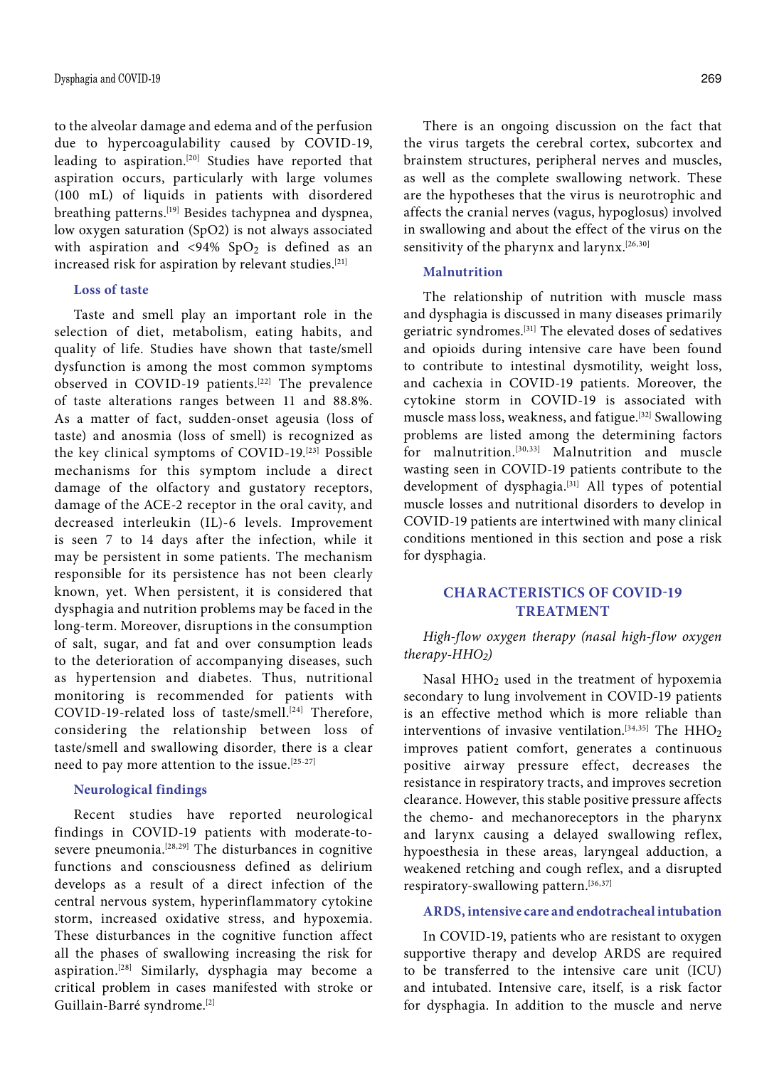to the alveolar damage and edema and of the perfusion due to hypercoagulability caused by COVID-19, leading to aspiration.[20] Studies have reported that aspiration occurs, particularly with large volumes (100 mL) of liquids in patients with disordered breathing patterns.[19] Besides tachypnea and dyspnea, low oxygen saturation (SpO2) is not always associated with aspiration and <94% $SpO_2$ is defined as an increased risk for aspiration by relevant studies.[21]

### Loss of taste

Taste and smell play an important role in the selection of diet, metabolism, eating habits, and quality of life. Studies have shown that taste/smell dysfunction is among the most common symptoms observed in COVID-19 patients.[22] The prevalence of taste alterations ranges between 11 and 88.8%. As a matter of fact, sudden-onset ageusia (loss of taste) and anosmia (loss of smell) is recognized as the key clinical symptoms of COVID-19.[23] Possible mechanisms for this symptom include a direct damage of the olfactory and gustatory receptors, damage of the ACE-2 receptor in the oral cavity, and decreased interleukin (IL)-6 levels. Improvement is seen 7 to 14 days after the infection, while it may be persistent in some patients. The mechanism responsible for its persistence has not been clearly known, yet. When persistent, it is considered that dysphagia and nutrition problems may be faced in the long-term. Moreover, disruptions in the consumption of salt, sugar, and fat and over consumption leads to the deterioration of accompanying diseases, such as hypertension and diabetes. Thus, nutritional monitoring is recommended for patients with COVID-19-related loss of taste/smell.[24] Therefore, considering the relationship between loss of taste/smell and swallowing disorder, there is a clear need to pay more attention to the issue.[25-27]

### Neurological findings

Recent studies have reported neurological findings in COVID-19 patients with moderate-to-severe pneumonia.[28,29] The disturbances in cognitive functions and consciousness defined as delirium develops as a result of a direct infection of the central nervous system, hyperinflammatory cytokine storm, increased oxidative stress, and hypoxemia. These disturbances in the cognitive function affect all the phases of swallowing increasing the risk for aspiration.[28] Similarly, dysphagia may become a critical problem in cases manifested with stroke or Guillain-Barré syndrome.[2]

There is an ongoing discussion on the fact that the virus targets the cerebral cortex, subcortex and brainstem structures, peripheral nerves and muscles, as well as the complete swallowing network. These are the hypotheses that the virus is neurotrophic and affects the cranial nerves (vagus, hypoglosus) involved in swallowing and about the effect of the virus on the sensitivity of the pharynx and larynx.[26,30]

### Malnutrition

The relationship of nutrition with muscle mass and dysphagia is discussed in many diseases primarily geriatric syndromes.[31] The elevated doses of sedatives and opioids during intensive care have been found to contribute to intestinal dysmotility, weight loss, and cachexia in COVID-19 patients. Moreover, the cytokine storm in COVID-19 is associated with muscle mass loss, weakness, and fatigue.[32] Swallowing problems are listed among the determining factors for malnutrition.[30,33] Malnutrition and muscle wasting seen in COVID-19 patients contribute to the development of dysphagia.[31] All types of potential muscle losses and nutritional disorders to develop in COVID-19 patients are intertwined with many clinical conditions mentioned in this section and pose a risk for dysphagia.

## CHARACTERISTICS OF COVID-19 TREATMENT

*High-flow oxygen therapy (nasal high-flow oxygen therapy-$HHO_2$)*

Nasal $HHO_2$ used in the treatment of hypoxemia secondary to lung involvement in COVID-19 patients is an effective method which is more reliable than interventions of invasive ventilation.[34,35] The $HHO_2$ improves patient comfort, generates a continuous positive airway pressure effect, decreases the resistance in respiratory tracts, and improves secretion clearance. However, this stable positive pressure affects the chemo- and mechanoreceptors in the pharynx and larynx causing a delayed swallowing reflex, hypoesthesia in these areas, laryngeal adduction, a weakened retching and cough reflex, and a disrupted respiratory-swallowing pattern.[36,37]

### ARDS, intensive care and endotracheal intubation

In COVID-19, patients who are resistant to oxygen supportive therapy and develop ARDS are required to be transferred to the intensive care unit (ICU) and intubated. Intensive care, itself, is a risk factor for dysphagia. In addition to the muscle and nerve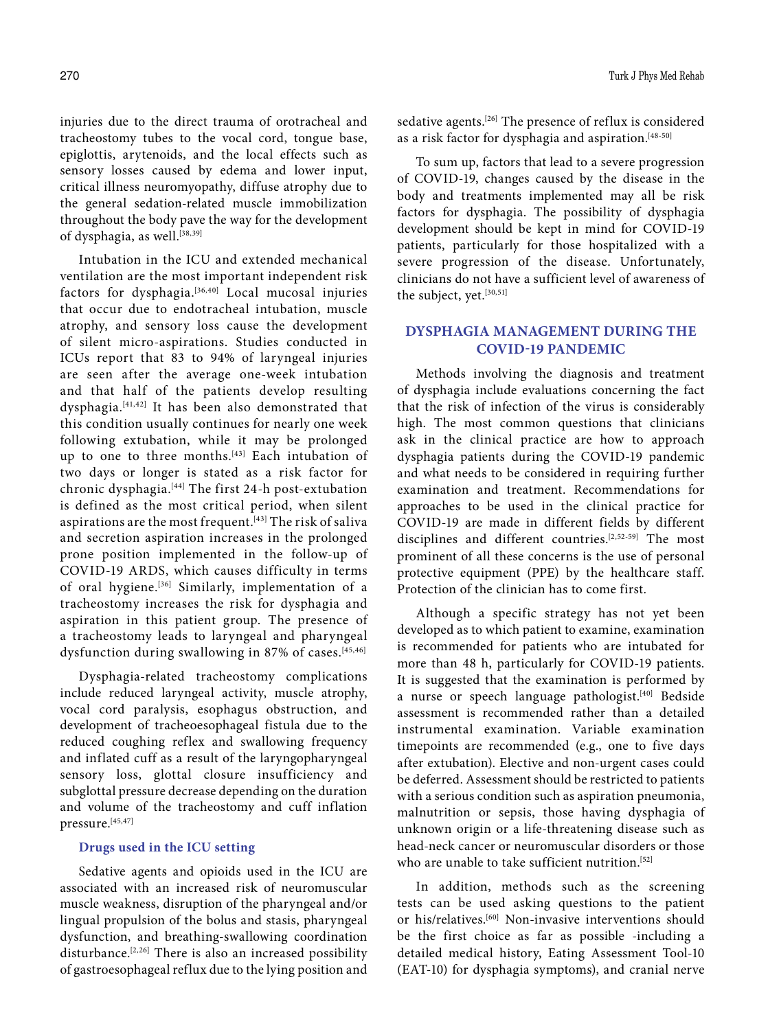injuries due to the direct trauma of orotracheal and tracheostomy tubes to the vocal cord, tongue base, epiglottis, arytenoids, and the local effects such as sensory losses caused by edema and lower input, critical illness neuromyopathy, diffuse atrophy due to the general sedation-related muscle immobilization throughout the body pave the way for the development of dysphagia, as well.[38,39]

Intubation in the ICU and extended mechanical ventilation are the most important independent risk factors for dysphagia.[36,40] Local mucosal injuries that occur due to endotracheal intubation, muscle atrophy, and sensory loss cause the development of silent micro-aspirations. Studies conducted in ICUs report that 83 to 94% of laryngeal injuries are seen after the average one-week intubation and that half of the patients develop resulting dysphagia.[41,42] It has been also demonstrated that this condition usually continues for nearly one week following extubation, while it may be prolonged up to one to three months.[43] Each intubation of two days or longer is stated as a risk factor for chronic dysphagia.[44] The first 24-h post-extubation is defined as the most critical period, when silent aspirations are the most frequent.[43] The risk of saliva and secretion aspiration increases in the prolonged prone position implemented in the follow-up of COVID-19 ARDS, which causes difficulty in terms of oral hygiene.[36] Similarly, implementation of a tracheostomy increases the risk for dysphagia and aspiration in this patient group. The presence of a tracheostomy leads to laryngeal and pharyngeal dysfunction during swallowing in 87% of cases.[45,46]

Dysphagia-related tracheostomy complications include reduced laryngeal activity, muscle atrophy, vocal cord paralysis, esophagus obstruction, and development of tracheoesophageal fistula due to the reduced coughing reflex and swallowing frequency and inflated cuff as a result of the laryngopharyngeal sensory loss, glottal closure insufficiency and subglottal pressure decrease depending on the duration and volume of the tracheostomy and cuff inflation pressure.[45,47]

### Drugs used in the ICU setting

Sedative agents and opioids used in the ICU are associated with an increased risk of neuromuscular muscle weakness, disruption of the pharyngeal and/or lingual propulsion of the bolus and stasis, pharyngeal dysfunction, and breathing-swallowing coordination disturbance.[2,26] There is also an increased possibility of gastroesophageal reflux due to the lying position and sedative agents.[26] The presence of reflux is considered as a risk factor for dysphagia and aspiration.[48-50]

To sum up, factors that lead to a severe progression of COVID-19, changes caused by the disease in the body and treatments implemented may all be risk factors for dysphagia. The possibility of dysphagia development should be kept in mind for COVID-19 patients, particularly for those hospitalized with a severe progression of the disease. Unfortunately, clinicians do not have a sufficient level of awareness of the subject, yet.[30,51]

## DYSPHAGIA MANAGEMENT DURING THE COVID-19 PANDEMIC

Methods involving the diagnosis and treatment of dysphagia include evaluations concerning the fact that the risk of infection of the virus is considerably high. The most common questions that clinicians ask in the clinical practice are how to approach dysphagia patients during the COVID-19 pandemic and what needs to be considered in requiring further examination and treatment. Recommendations for approaches to be used in the clinical practice for COVID-19 are made in different fields by different disciplines and different countries.[2,52-59] The most prominent of all these concerns is the use of personal protective equipment (PPE) by the healthcare staff. Protection of the clinician has to come first.

Although a specific strategy has not yet been developed as to which patient to examine, examination is recommended for patients who are intubated for more than 48 h, particularly for COVID-19 patients. It is suggested that the examination is performed by a nurse or speech language pathologist.[40] Bedside assessment is recommended rather than a detailed instrumental examination. Variable examination timepoints are recommended (e.g., one to five days after extubation). Elective and non-urgent cases could be deferred. Assessment should be restricted to patients with a serious condition such as aspiration pneumonia, malnutrition or sepsis, those having dysphagia of unknown origin or a life-threatening disease such as head-neck cancer or neuromuscular disorders or those who are unable to take sufficient nutrition.[52]

In addition, methods such as the screening tests can be used asking questions to the patient or his/relatives.[60] Non-invasive interventions should be the first choice as far as possible -including a detailed medical history, Eating Assessment Tool-10 (EAT-10) for dysphagia symptoms), and cranial nerve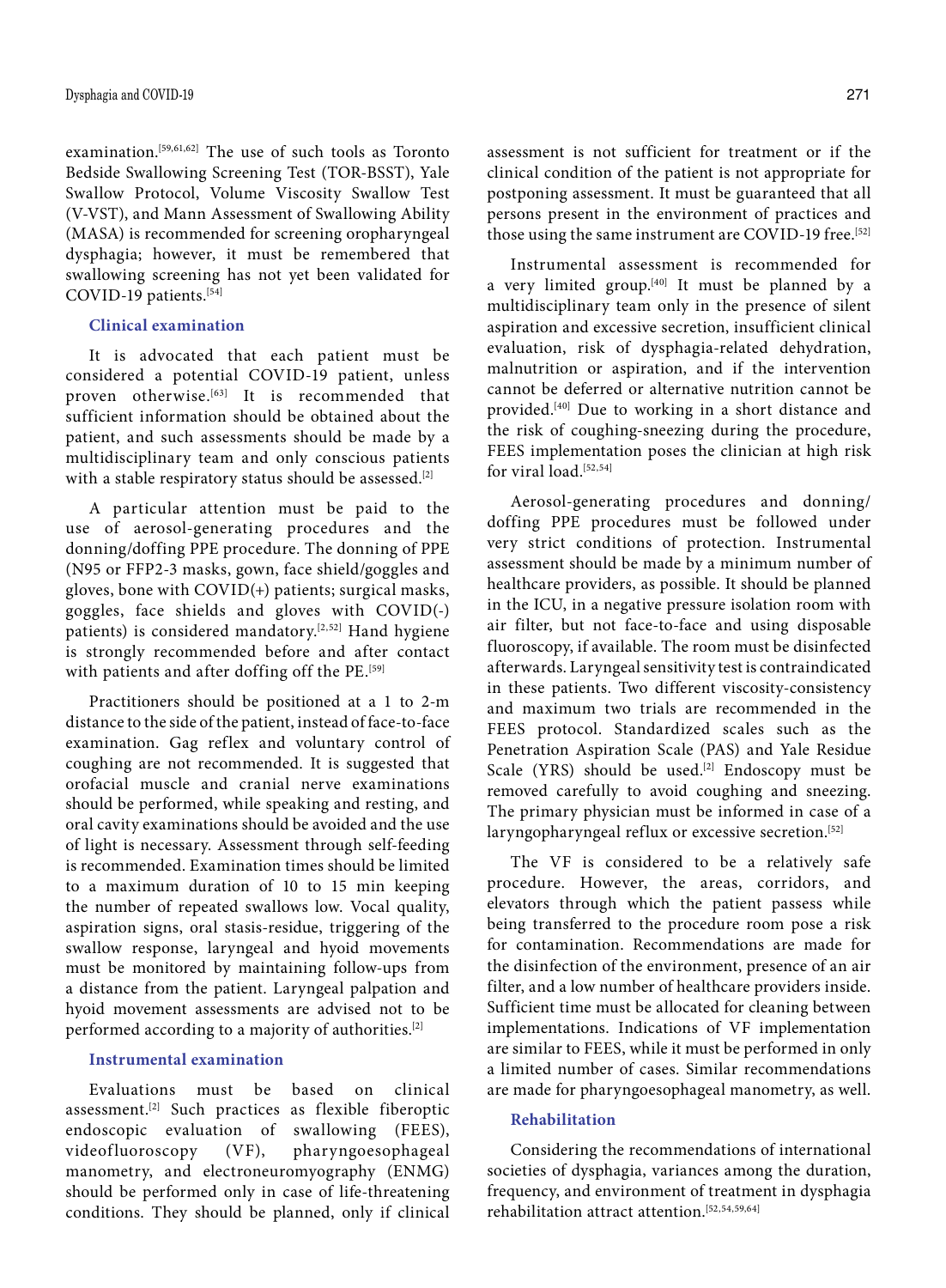examination.[59,61,62] The use of such tools as Toronto Bedside Swallowing Screening Test (TOR-BSST), Yale Swallow Protocol, Volume Viscosity Swallow Test (V-VST), and Mann Assessment of Swallowing Ability (MASA) is recommended for screening oropharyngeal dysphagia; however, it must be remembered that swallowing screening has not yet been validated for COVID-19 patients.[54]

### Clinical examination

It is advocated that each patient must be considered a potential COVID-19 patient, unless proven otherwise.[63] It is recommended that sufficient information should be obtained about the patient, and such assessments should be made by a multidisciplinary team and only conscious patients with a stable respiratory status should be assessed.[2]

A particular attention must be paid to the use of aerosol-generating procedures and the donning/doffing PPE procedure. The donning of PPE (N95 or FFP2-3 masks, gown, face shield/goggles and gloves, bone with COVID(+) patients; surgical masks, goggles, face shields and gloves with COVID(-) patients) is considered mandatory.[2,52] Hand hygiene is strongly recommended before and after contact with patients and after doffing off the PE.[59]

Practitioners should be positioned at a 1 to 2-m distance to the side of the patient, instead of face-to-face examination. Gag reflex and voluntary control of coughing are not recommended. It is suggested that orofacial muscle and cranial nerve examinations should be performed, while speaking and resting, and oral cavity examinations should be avoided and the use of light is necessary. Assessment through self-feeding is recommended. Examination times should be limited to a maximum duration of 10 to 15 min keeping the number of repeated swallows low. Vocal quality, aspiration signs, oral stasis-residue, triggering of the swallow response, laryngeal and hyoid movements must be monitored by maintaining follow-ups from a distance from the patient. Laryngeal palpation and hyoid movement assessments are advised not to be performed according to a majority of authorities.[2]

### Instrumental examination

Evaluations must be based on clinical assessment.[2] Such practices as flexible fiberoptic endoscopic evaluation of swallowing (FEES), videofluoroscopy (VF), pharyngoesophageal manometry, and electroneuromyography (ENMG) should be performed only in case of life-threatening conditions. They should be planned, only if clinical assessment is not sufficient for treatment or if the clinical condition of the patient is not appropriate for postponing assessment. It must be guaranteed that all persons present in the environment of practices and those using the same instrument are COVID-19 free.[52]

Instrumental assessment is recommended for a very limited group.[40] It must be planned by a multidisciplinary team only in the presence of silent aspiration and excessive secretion, insufficient clinical evaluation, risk of dysphagia-related dehydration, malnutrition or aspiration, and if the intervention cannot be deferred or alternative nutrition cannot be provided.[40] Due to working in a short distance and the risk of coughing-sneezing during the procedure, FEES implementation poses the clinician at high risk for viral load.[52,54]

Aerosol-generating procedures and donning/doffing PPE procedures must be followed under very strict conditions of protection. Instrumental assessment should be made by a minimum number of healthcare providers, as possible. It should be planned in the ICU, in a negative pressure isolation room with air filter, but not face-to-face and using disposable fluoroscopy, if available. The room must be disinfected afterwards. Laryngeal sensitivity test is contraindicated in these patients. Two different viscosity-consistency and maximum two trials are recommended in the FEES protocol. Standardized scales such as the Penetration Aspiration Scale (PAS) and Yale Residue Scale (YRS) should be used.[2] Endoscopy must be removed carefully to avoid coughing and sneezing. The primary physician must be informed in case of a laryngopharyngeal reflux or excessive secretion.[52]

The VF is considered to be a relatively safe procedure. However, the areas, corridors, and elevators through which the patient passess while being transferred to the procedure room pose a risk for contamination. Recommendations are made for the disinfection of the environment, presence of an air filter, and a low number of healthcare providers inside. Sufficient time must be allocated for cleaning between implementations. Indications of VF implementation are similar to FEES, while it must be performed in only a limited number of cases. Similar recommendations are made for pharyngoesophageal manometry, as well.

### Rehabilitation

Considering the recommendations of international societies of dysphagia, variances among the duration, frequency, and environment of treatment in dysphagia rehabilitation attract attention.[52,54,59,64]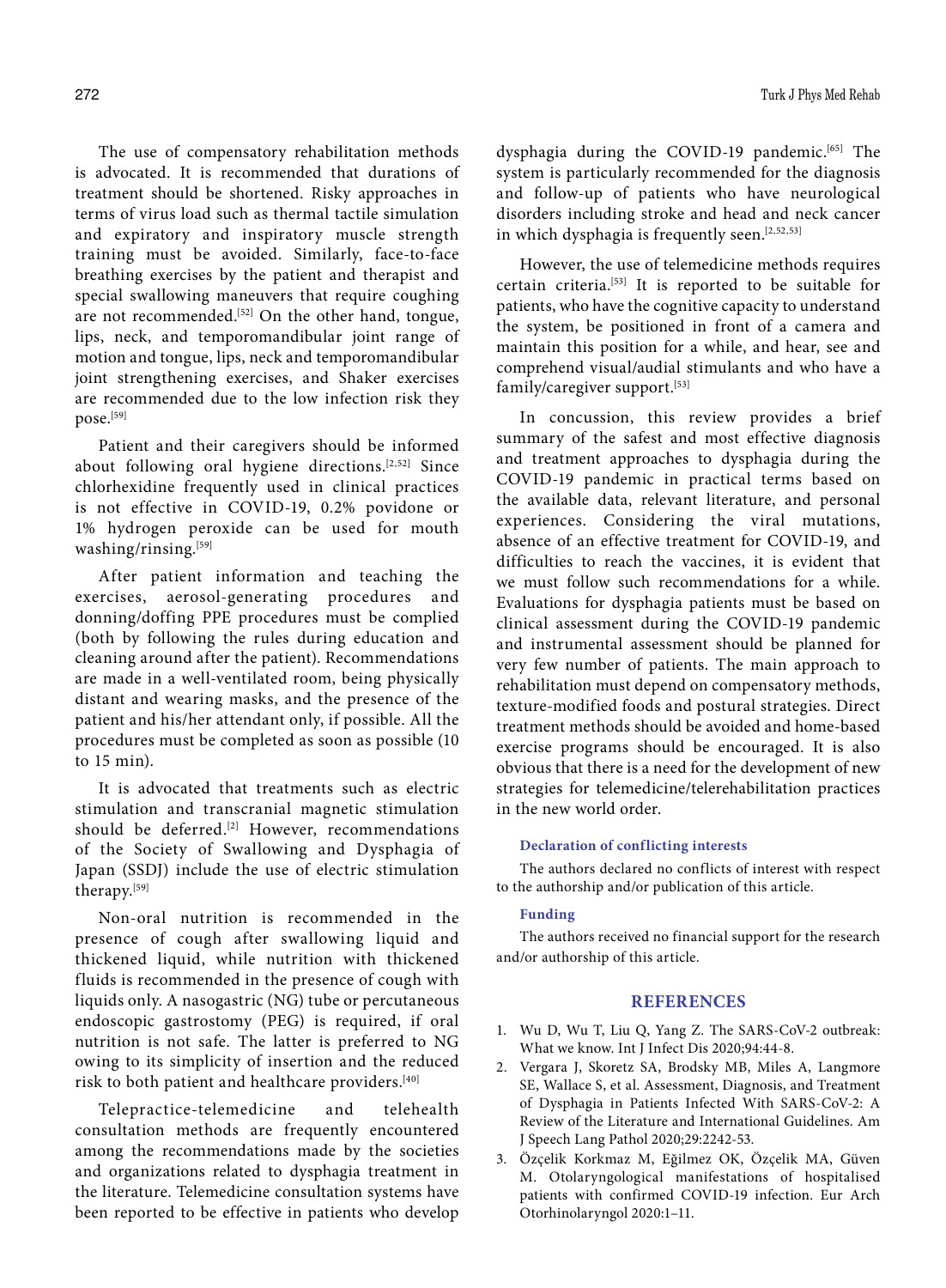The use of compensatory rehabilitation methods is advocated. It is recommended that durations of treatment should be shortened. Risky approaches in terms of virus load such as thermal tactile simulation and expiratory and inspiratory muscle strength training must be avoided. Similarly, face-to-face breathing exercises by the patient and therapist and special swallowing maneuvers that require coughing are not recommended.[52] On the other hand, tongue, lips, neck, and temporomandibular joint range of motion and tongue, lips, neck and temporomandibular joint strengthening exercises, and Shaker exercises are recommended due to the low infection risk they pose.[59]

Patient and their caregivers should be informed about following oral hygiene directions.[2,52] Since chlorhexidine frequently used in clinical practices is not effective in COVID-19, 0.2% povidone or 1% hydrogen peroxide can be used for mouth washing/rinsing.[59]

After patient information and teaching the exercises, aerosol-generating procedures and donning/doffing PPE procedures must be complied (both by following the rules during education and cleaning around after the patient). Recommendations are made in a well-ventilated room, being physically distant and wearing masks, and the presence of the patient and his/her attendant only, if possible. All the procedures must be completed as soon as possible (10 to 15 min).

It is advocated that treatments such as electric stimulation and transcranial magnetic stimulation should be deferred.[2] However, recommendations of the Society of Swallowing and Dysphagia of Japan (SSDJ) include the use of electric stimulation therapy.[59]

Non-oral nutrition is recommended in the presence of cough after swallowing liquid and thickened liquid, while nutrition with thickened fluids is recommended in the presence of cough with liquids only. A nasogastric (NG) tube or percutaneous endoscopic gastrostomy (PEG) is required, if oral nutrition is not safe. The latter is preferred to NG owing to its simplicity of insertion and the reduced risk to both patient and healthcare providers.[40]

Telepractice-telemedicine and telehealth consultation methods are frequently encountered among the recommendations made by the societies and organizations related to dysphagia treatment in the literature. Telemedicine consultation systems have been reported to be effective in patients who develop dysphagia during the COVID-19 pandemic.[65] The system is particularly recommended for the diagnosis and follow-up of patients who have neurological disorders including stroke and head and neck cancer in which dysphagia is frequently seen.[2,52,53]

However, the use of telemedicine methods requires certain criteria.[53] It is reported to be suitable for patients, who have the cognitive capacity to understand the system, be positioned in front of a camera and maintain this position for a while, and hear, see and comprehend visual/audial stimulants and who have a family/caregiver support.[53]

In concussion, this review provides a brief summary of the safest and most effective diagnosis and treatment approaches to dysphagia during the COVID-19 pandemic in practical terms based on the available data, relevant literature, and personal experiences. Considering the viral mutations, absence of an effective treatment for COVID-19, and difficulties to reach the vaccines, it is evident that we must follow such recommendations for a while. Evaluations for dysphagia patients must be based on clinical assessment during the COVID-19 pandemic and instrumental assessment should be planned for very few number of patients. The main approach to rehabilitation must depend on compensatory methods, texture-modified foods and postural strategies. Direct treatment methods should be avoided and home-based exercise programs should be encouraged. It is also obvious that there is a need for the development of new strategies for telemedicine/telerehabilitation practices in the new world order.

#### Declaration of conflicting interests

The authors declared no conflicts of interest with respect to the authorship and/or publication of this article.

#### Funding

The authors received no financial support for the research and/or authorship of this article.

## REFERENCES

1. Wu D, Wu T, Liu Q, Yang Z. The SARS-CoV-2 outbreak: What we know. Int J Infect Dis 2020;94:44-8.
2. Vergara J, Skoretz SA, Brodsky MB, Miles A, Langmore SE, Wallace S, et al. Assessment, Diagnosis, and Treatment of Dysphagia in Patients Infected With SARS-CoV-2: A Review of the Literature and International Guidelines. Am J Speech Lang Pathol 2020;29:2242-53.
3. Özçelik Korkmaz M, Eğilmez OK, Özçelik MA, Güven M. Otolaryngological manifestations of hospitalised patients with confirmed COVID-19 infection. Eur Arch Otorhinolaryngol 2020:1–11.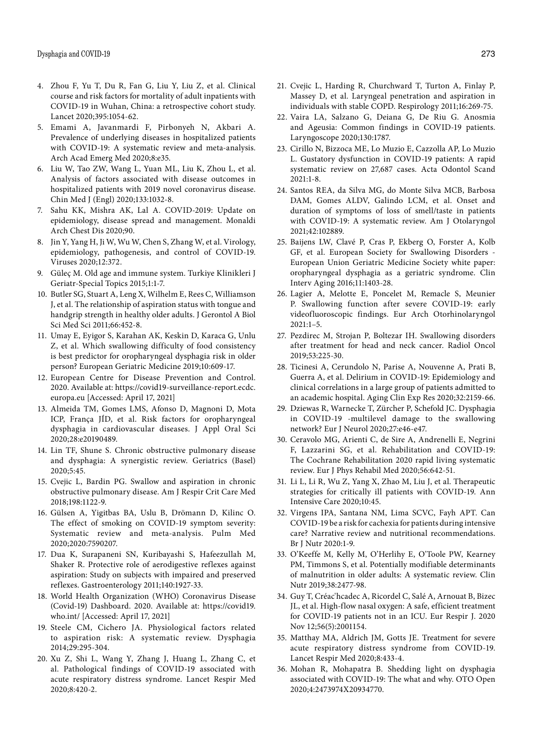4. Zhou F, Yu T, Du R, Fan G, Liu Y, Liu Z, et al. Clinical course and risk factors for mortality of adult inpatients with COVID-19 in Wuhan, China: a retrospective cohort study. Lancet 2020;395:1054-62.
5. Emami A, Javanmardi F, Pirbonyeh N, Akbari A. Prevalence of underlying diseases in hospitalized patients with COVID-19: A systematic review and meta-analysis. Arch Acad Emerg Med 2020;8:e35.
6. Liu W, Tao ZW, Wang L, Yuan ML, Liu K, Zhou L, et al. Analysis of factors associated with disease outcomes in hospitalized patients with 2019 novel coronavirus disease. Chin Med J (Engl) 2020;133:1032-8.
7. Sahu KK, Mishra AK, Lal A. COVID-2019: Update on epidemiology, disease spread and management. Monaldi Arch Chest Dis 2020;90.
8. Jin Y, Yang H, Ji W, Wu W, Chen S, Zhang W, et al. Virology, epidemiology, pathogenesis, and control of COVID-19. Viruses 2020;12:372.
9. Güleç M. Old age and immune system. Turkiye Klinikleri J Geriatr-Special Topics 2015;1:1-7.
10. Butler SG, Stuart A, Leng X, Wilhelm E, Rees C, Williamson J, et al. The relationship of aspiration status with tongue and handgrip strength in healthy older adults. J Gerontol A Biol Sci Med Sci 2011;66:452-8.
11. Umay E, Eyigor S, Karahan AK, Keskin D, Karaca G, Unlu Z, et al. Which swallowing difficulty of food consistency is best predictor for oropharyngeal dysphagia risk in older person? European Geriatric Medicine 2019;10:609-17.
12. European Centre for Disease Prevention and Control. 2020. Available at: https://covid19-surveillance-report.ecdc.europa.eu [Accessed: April 17, 2021]
13. Almeida TM, Gomes LMS, Afonso D, Magnoni D, Mota ICP, França JÍD, et al. Risk factors for oropharyngeal dysphagia in cardiovascular diseases. J Appl Oral Sci 2020;28:e20190489.
14. Lin TF, Shune S. Chronic obstructive pulmonary disease and dysphagia: A synergistic review. Geriatrics (Basel) 2020;5:45.
15. Cvejic L, Bardin PG. Swallow and aspiration in chronic obstructive pulmonary disease. Am J Respir Crit Care Med 2018;198:1122-9.
16. Gülsen A, Yigitbas BA, Uslu B, Drömann D, Kilinc O. The effect of smoking on COVID-19 symptom severity: Systematic review and meta-analysis. Pulm Med 2020;2020:7590207.
17. Dua K, Surapaneni SN, Kuribayashi S, Hafeezullah M, Shaker R. Protective role of aerodigestive reflexes against aspiration: Study on subjects with impaired and preserved reflexes. Gastroenterology 2011;140:1927-33.
18. World Health Organization (WHO) Coronavirus Disease (Covid-19) Dashboard. 2020. Available at: https://covid19.who.int/ [Accessed: April 17, 2021]
19. Steele CM, Cichero JA. Physiological factors related to aspiration risk: A systematic review. Dysphagia 2014;29:295-304.
20. Xu Z, Shi L, Wang Y, Zhang J, Huang L, Zhang C, et al. Pathological findings of COVID-19 associated with acute respiratory distress syndrome. Lancet Respir Med 2020;8:420-2.
21. Cvejic L, Harding R, Churchward T, Turton A, Finlay P, Massey D, et al. Laryngeal penetration and aspiration in individuals with stable COPD. Respirology 2011;16:269-75.
22. Vaira LA, Salzano G, Deiana G, De Riu G. Anosmia and Ageusia: Common findings in COVID-19 patients. Laryngoscope 2020;130:1787.
23. Cirillo N, Bizzoca ME, Lo Muzio E, Cazzolla AP, Lo Muzio L. Gustatory dysfunction in COVID-19 patients: A rapid systematic review on 27,687 cases. Acta Odontol Scand 2021:1-8.
24. Santos REA, da Silva MG, do Monte Silva MCB, Barbosa DAM, Gomes ALDV, Galindo LCM, et al. Onset and duration of symptoms of loss of smell/taste in patients with COVID-19: A systematic review. Am J Otolaryngol 2021;42:102889.
25. Baijens LW, Clavé P, Cras P, Ekberg O, Forster A, Kolb GF, et al. European Society for Swallowing Disorders - European Union Geriatric Medicine Society white paper: oropharyngeal dysphagia as a geriatric syndrome. Clin Interv Aging 2016;11:1403-28.
26. Lagier A, Melotte E, Poncelet M, Remacle S, Meunier P. Swallowing function after severe COVID-19: early videofluoroscopic findings. Eur Arch Otorhinolaryngol 2021:1–5.
27. Pezdirec M, Strojan P, Boltezar IH. Swallowing disorders after treatment for head and neck cancer. Radiol Oncol 2019;53:225-30.
28. Ticinesi A, Cerundolo N, Parise A, Nouvenne A, Prati B, Guerra A, et al. Delirium in COVID-19: Epidemiology and clinical correlations in a large group of patients admitted to an academic hospital. Aging Clin Exp Res 2020;32:2159-66.
29. Dziewas R, Warnecke T, Zürcher P, Schefold JC. Dysphagia in COVID-19 -multilevel damage to the swallowing network? Eur J Neurol 2020;27:e46-e47.
30. Ceravolo MG, Arienti C, de Sire A, Andrenelli E, Negrini F, Lazzarini SG, et al. Rehabilitation and COVID-19: The Cochrane Rehabilitation 2020 rapid living systematic review. Eur J Phys Rehabil Med 2020;56:642-51.
31. Li L, Li R, Wu Z, Yang X, Zhao M, Liu J, et al. Therapeutic strategies for critically ill patients with COVID-19. Ann Intensive Care 2020;10:45.
32. Virgens IPA, Santana NM, Lima SCVC, Fayh APT. Can COVID-19 be a risk for cachexia for patients during intensive care? Narrative review and nutritional recommendations. Br J Nutr 2020:1-9.
33. O'Keeffe M, Kelly M, O'Herlihy E, O'Toole PW, Kearney PM, Timmons S, et al. Potentially modifiable determinants of malnutrition in older adults: A systematic review. Clin Nutr 2019;38:2477-98.
34. Guy T, Créac'hcadec A, Ricordel C, Salé A, Arnouat B, Bizec JL, et al. High-flow nasal oxygen: A safe, efficient treatment for COVID-19 patients not in an ICU. Eur Respir J. 2020 Nov 12;56(5):2001154.
35. Matthay MA, Aldrich JM, Gotts JE. Treatment for severe acute respiratory distress syndrome from COVID-19. Lancet Respir Med 2020;8:433-4.
36. Mohan R, Mohapatra B. Shedding light on dysphagia associated with COVID-19: The what and why. OTO Open 2020;4:2473974X20934770.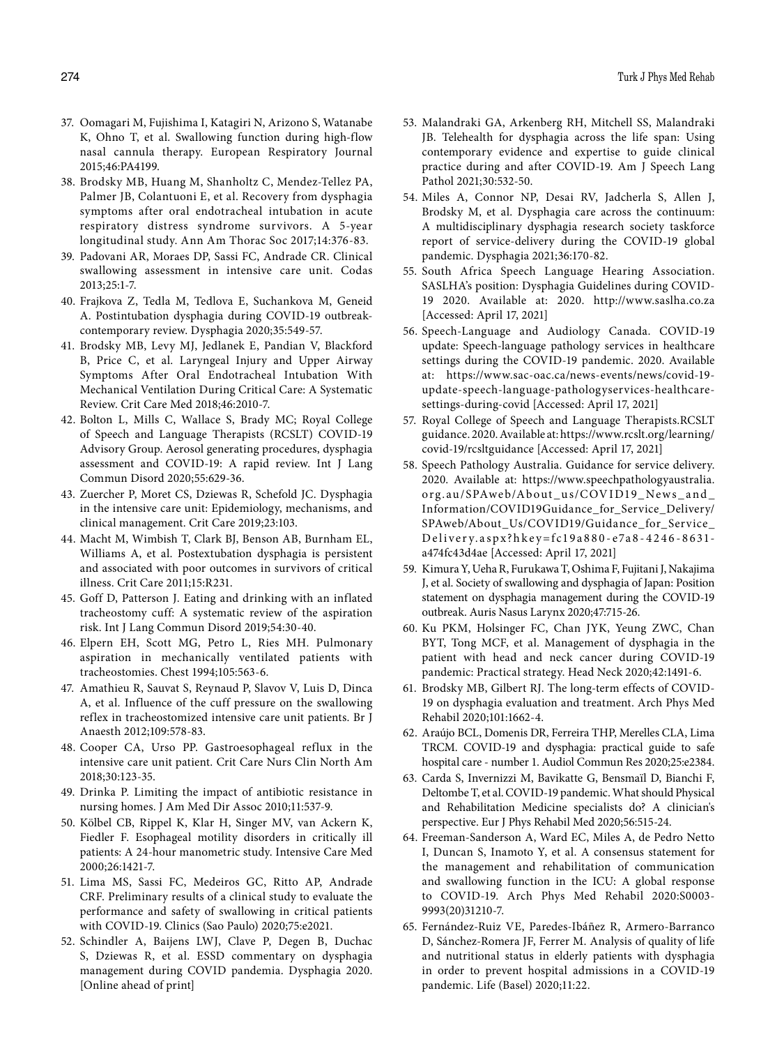37. Oomagari M, Fujishima I, Katagiri N, Arizono S, Watanabe K, Ohno T, et al. Swallowing function during high-flow nasal cannula therapy. European Respiratory Journal 2015;46:PA4199.
38. Brodsky MB, Huang M, Shanholtz C, Mendez-Tellez PA, Palmer JB, Colantuoni E, et al. Recovery from dysphagia symptoms after oral endotracheal intubation in acute respiratory distress syndrome survivors. A 5-year longitudinal study. Ann Am Thorac Soc 2017;14:376-83.
39. Padovani AR, Moraes DP, Sassi FC, Andrade CR. Clinical swallowing assessment in intensive care unit. Codas 2013;25:1-7.
40. Frajkova Z, Tedla M, Tedlova E, Suchankova M, Geneid A. Postintubation dysphagia during COVID-19 outbreak-contemporary review. Dysphagia 2020;35:549-57.
41. Brodsky MB, Levy MJ, Jedlanek E, Pandian V, Blackford B, Price C, et al. Laryngeal Injury and Upper Airway Symptoms After Oral Endotracheal Intubation With Mechanical Ventilation During Critical Care: A Systematic Review. Crit Care Med 2018;46:2010-7.
42. Bolton L, Mills C, Wallace S, Brady MC; Royal College of Speech and Language Therapists (RCSLT) COVID-19 Advisory Group. Aerosol generating procedures, dysphagia assessment and COVID-19: A rapid review. Int J Lang Commun Disord 2020;55:629-36.
43. Zuercher P, Moret CS, Dziewas R, Schefold JC. Dysphagia in the intensive care unit: Epidemiology, mechanisms, and clinical management. Crit Care 2019;23:103.
44. Macht M, Wimbish T, Clark BJ, Benson AB, Burnham EL, Williams A, et al. Postextubation dysphagia is persistent and associated with poor outcomes in survivors of critical illness. Crit Care 2011;15:R231.
45. Goff D, Patterson J. Eating and drinking with an inflated tracheostomy cuff: A systematic review of the aspiration risk. Int J Lang Commun Disord 2019;54:30-40.
46. Elpern EH, Scott MG, Petro L, Ries MH. Pulmonary aspiration in mechanically ventilated patients with tracheostomies. Chest 1994;105:563-6.
47. Amathieu R, Sauvat S, Reynaud P, Slavov V, Luis D, Dinca A, et al. Influence of the cuff pressure on the swallowing reflex in tracheostomized intensive care unit patients. Br J Anaesth 2012;109:578-83.
48. Cooper CA, Urso PP. Gastroesophageal reflux in the intensive care unit patient. Crit Care Nurs Clin North Am 2018;30:123-35.
49. Drinka P. Limiting the impact of antibiotic resistance in nursing homes. J Am Med Dir Assoc 2010;11:537-9.
50. Kölbel CB, Rippel K, Klar H, Singer MV, van Ackern K, Fiedler F. Esophageal motility disorders in critically ill patients: A 24-hour manometric study. Intensive Care Med 2000;26:1421-7.
51. Lima MS, Sassi FC, Medeiros GC, Ritto AP, Andrade CRF. Preliminary results of a clinical study to evaluate the performance and safety of swallowing in critical patients with COVID-19. Clinics (Sao Paulo) 2020;75:e2021.
52. Schindler A, Baijens LWJ, Clave P, Degen B, Duchac S, Dziewas R, et al. ESSD commentary on dysphagia management during COVID pandemia. Dysphagia 2020. [Online ahead of print]
53. Malandraki GA, Arkenberg RH, Mitchell SS, Malandraki JB. Telehealth for dysphagia across the life span: Using contemporary evidence and expertise to guide clinical practice during and after COVID-19. Am J Speech Lang Pathol 2021;30:532-50.
54. Miles A, Connor NP, Desai RV, Jadcherla S, Allen J, Brodsky M, et al. Dysphagia care across the continuum: A multidisciplinary dysphagia research society taskforce report of service-delivery during the COVID-19 global pandemic. Dysphagia 2021;36:170-82.
55. South Africa Speech Language Hearing Association. SASLHA's position: Dysphagia Guidelines during COVID-19 2020. Available at: 2020. http://www.saslha.co.za [Accessed: April 17, 2021]
56. Speech-Language and Audiology Canada. COVID-19 update: Speech-language pathology services in healthcare settings during the COVID-19 pandemic. 2020. Available at: https://www.sac-oac.ca/news-events/news/covid-19-update-speech-language-pathologyservices-healthcare-settings-during-covid [Accessed: April 17, 2021]
57. Royal College of Speech and Language Therapists.RCSLT guidance. 2020. Available at: https://www.rcslt.org/learning/covid-19/rcsltguidance [Accessed: April 17, 2021]
58. Speech Pathology Australia. Guidance for service delivery. 2020. Available at: https://www.speechpathologyaustralia.org.au/SPAweb/About_us/COVID19_News_and_Information/COVID19Guidance_for_Service_Delivery/SPAweb/About_Us/COVID19/Guidance_for_Service_Delivery.aspx?hkey=fc19a880-e7a8-4246-8631-a474fc43d4ae [Accessed: April 17, 2021]
59. Kimura Y, Ueha R, Furukawa T, Oshima F, Fujitani J, Nakajima J, et al. Society of swallowing and dysphagia of Japan: Position statement on dysphagia management during the COVID-19 outbreak. Auris Nasus Larynx 2020;47:715-26.
60. Ku PKM, Holsinger FC, Chan JYK, Yeung ZWC, Chan BYT, Tong MCF, et al. Management of dysphagia in the patient with head and neck cancer during COVID-19 pandemic: Practical strategy. Head Neck 2020;42:1491-6.
61. Brodsky MB, Gilbert RJ. The long-term effects of COVID-19 on dysphagia evaluation and treatment. Arch Phys Med Rehabil 2020;101:1662-4.
62. Araújo BCL, Domenis DR, Ferreira THP, Merelles CLA, Lima TRCM. COVID-19 and dysphagia: practical guide to safe hospital care - number 1. Audiol Commun Res 2020;25:e2384.
63. Carda S, Invernizzi M, Bavikatte G, Bensmaïl D, Bianchi F, Deltombe T, et al. COVID-19 pandemic. What should Physical and Rehabilitation Medicine specialists do? A clinician's perspective. Eur J Phys Rehabil Med 2020;56:515-24.
64. Freeman-Sanderson A, Ward EC, Miles A, de Pedro Netto I, Duncan S, Inamoto Y, et al. A consensus statement for the management and rehabilitation of communication and swallowing function in the ICU: A global response to COVID-19. Arch Phys Med Rehabil 2020:S0003-9993(20)31210-7.
65. Fernández-Ruiz VE, Paredes-Ibáñez R, Armero-Barranco D, Sánchez-Romera JF, Ferrer M. Analysis of quality of life and nutritional status in elderly patients with dysphagia in order to prevent hospital admissions in a COVID-19 pandemic. Life (Basel) 2020;11:22.